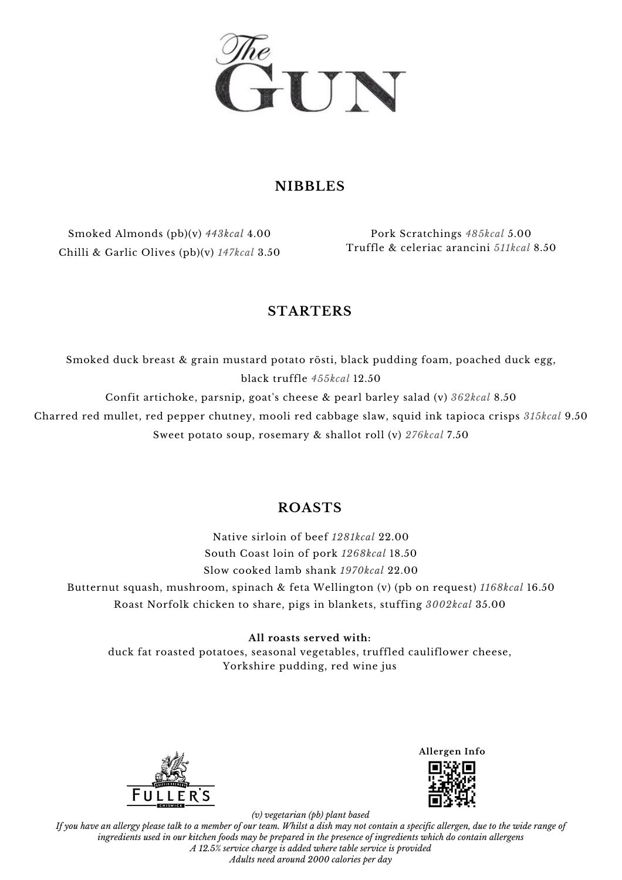# The GUN

## NIBBLES

Smoked Almonds (pb)(v) *443kcal* 4.00
Chilli & Garlic Olives (pb)(v) *147kcal* 3.50

Pork Scratchings *485kcal* 5.00
Truffle & celeriac arancini *511kcal* 8.50

## STARTERS

Smoked duck breast & grain mustard potato rösti, black pudding foam, poached duck egg, black truffle *455kcal* 12.50

Confit artichoke, parsnip, goat's cheese & pearl barley salad (v) *362kcal* 8.50

Charred red mullet, red pepper chutney, mooli red cabbage slaw, squid ink tapioca crisps *315kcal* 9.50

Sweet potato soup, rosemary & shallot roll (v) *276kcal* 7.50

## ROASTS

Native sirloin of beef *1281kcal* 22.00

South Coast loin of pork *1268kcal* 18.50

Slow cooked lamb shank *1970kcal* 22.00

Butternut squash, mushroom, spinach & feta Wellington (v) (pb on request) *1168kcal* 16.50

Roast Norfolk chicken to share, pigs in blankets, stuffing *3002kcal* 35.00

**All roasts served with:**
duck fat roasted potatoes, seasonal vegetables, truffled cauliflower cheese, Yorkshire pudding, red wine jus

FULLER'S

**Allergen Info**

*(v) vegetarian (pb) plant based*
*If you have an allergy please talk to a member of our team. Whilst a dish may not contain a specific allergen, due to the wide range of ingredients used in our kitchen foods may be prepared in the presence of ingredients which do contain allergens*
*A 12.5% service charge is added where table service is provided*
*Adults need around 2000 calories per day*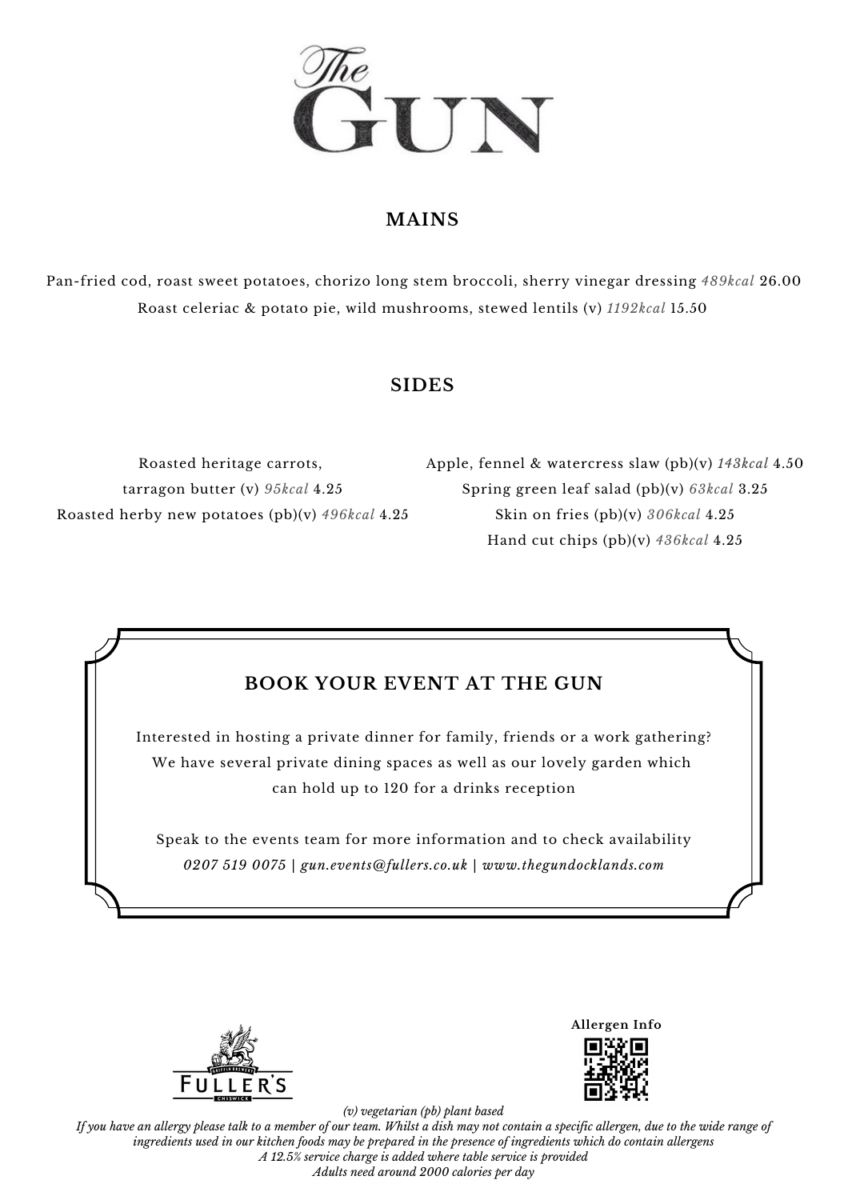# The GUN

## MAINS

Pan-fried cod, roast sweet potatoes, chorizo long stem broccoli, sherry vinegar dressing *489kcal* 26.00

Roast celeriac & potato pie, wild mushrooms, stewed lentils (v) *1192kcal* 15.50

## SIDES

Roasted heritage carrots, tarragon butter (v) *95kcal* 4.25

Roasted herby new potatoes (pb)(v) *496kcal* 4.25

Apple, fennel & watercress slaw (pb)(v) *143kcal* 4.50

Spring green leaf salad (pb)(v) *63kcal* 3.25

Skin on fries (pb)(v) *306kcal* 4.25

Hand cut chips (pb)(v) *436kcal* 4.25

## BOOK YOUR EVENT AT THE GUN

Interested in hosting a private dinner for family, friends or a work gathering? We have several private dining spaces as well as our lovely garden which can hold up to 120 for a drinks reception

Speak to the events team for more information and to check availability

*0207 519 0075 | gun.events@fullers.co.uk | www.thegundocklands.com*

FULLER'S

**Allergen Info**

*(v) vegetarian (pb) plant based*

*If you have an allergy please talk to a member of our team. Whilst a dish may not contain a specific allergen, due to the wide range of ingredients used in our kitchen foods may be prepared in the presence of ingredients which do contain allergens*

*A 12.5% service charge is added where table service is provided*

*Adults need around 2000 calories per day*